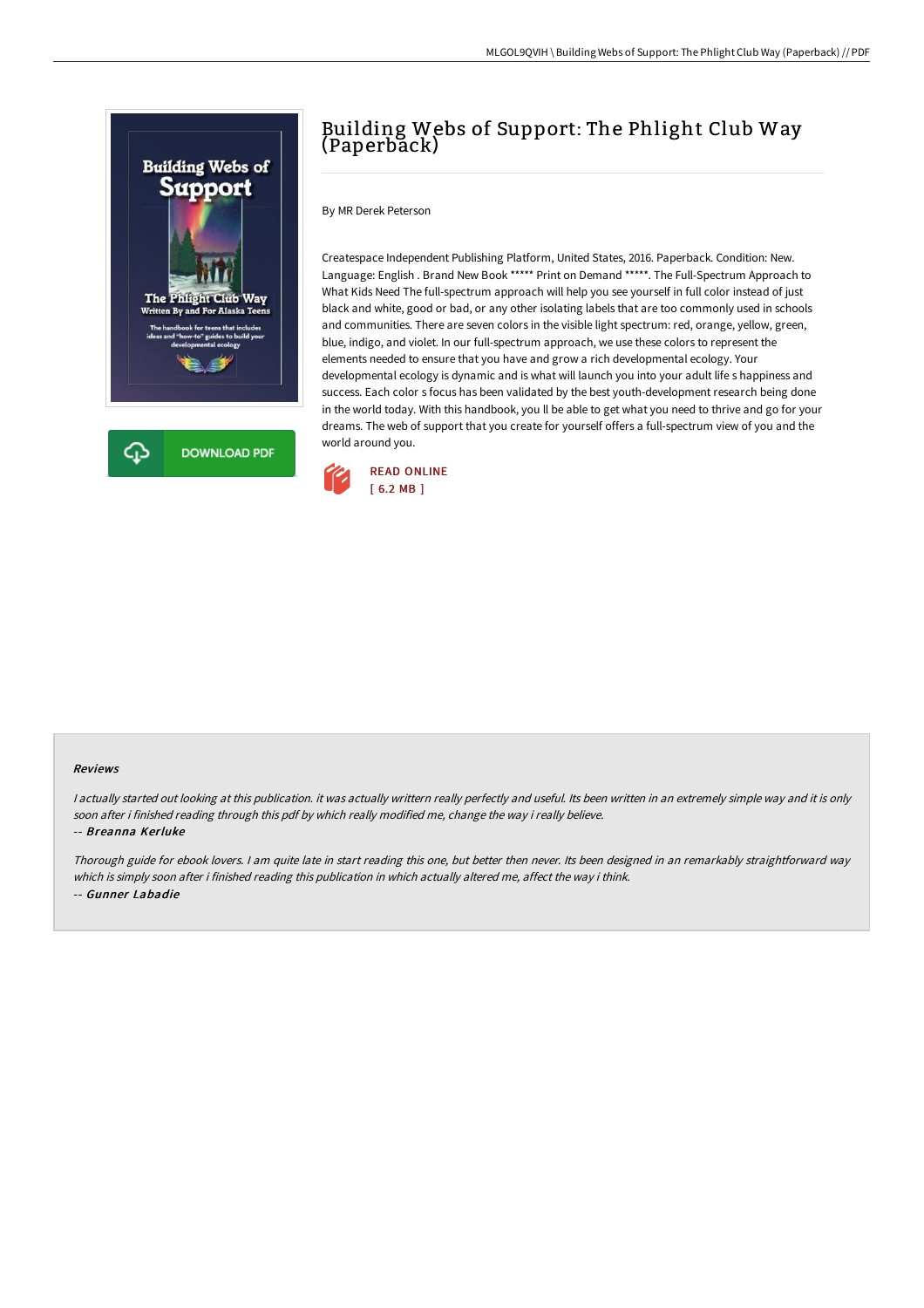# Building Webs of Support: The Phlight Club Way (Paperback)

By MR Derek Peterson

Createspace Independent Publishing Platform, United States, 2016. Paperback. Condition: New. Language: English . Brand New Book ***** Print on Demand *****. The Full-Spectrum Approach to What Kids Need The full-spectrum approach will help you see yourself in full color instead of just black and white, good or bad, or any other isolating labels that are too commonly used in schools and communities. There are seven colors in the visible light spectrum: red, orange, yellow, green, blue, indigo, and violet. In our full-spectrum approach, we use these colors to represent the elements needed to ensure that you have and grow a rich developmental ecology. Your developmental ecology is dynamic and is what will launch you into your adult life s happiness and success. Each color s focus has been validated by the best youth-development research being done in the world today. With this handbook, you ll be able to get what you need to thrive and go for your dreams. The web of support that you create for yourself offers a full-spectrum view of you and the world around you.

READ ONLINE
[ 6.2 MB ]

DOWNLOAD PDF

#### Reviews

*I actually started out looking at this publication. it was actually writtern really perfectly and useful. Its been written in an extremely simple way and it is only soon after i finished reading through this pdf by which really modified me, change the way i really believe.*

*-- Breanna Kerluke*

*Thorough guide for ebook lovers. I am quite late in start reading this one, but better then never. Its been designed in an remarkably straightforward way which is simply soon after i finished reading this publication in which actually altered me, affect the way i think.*

*-- Gunner Labadie*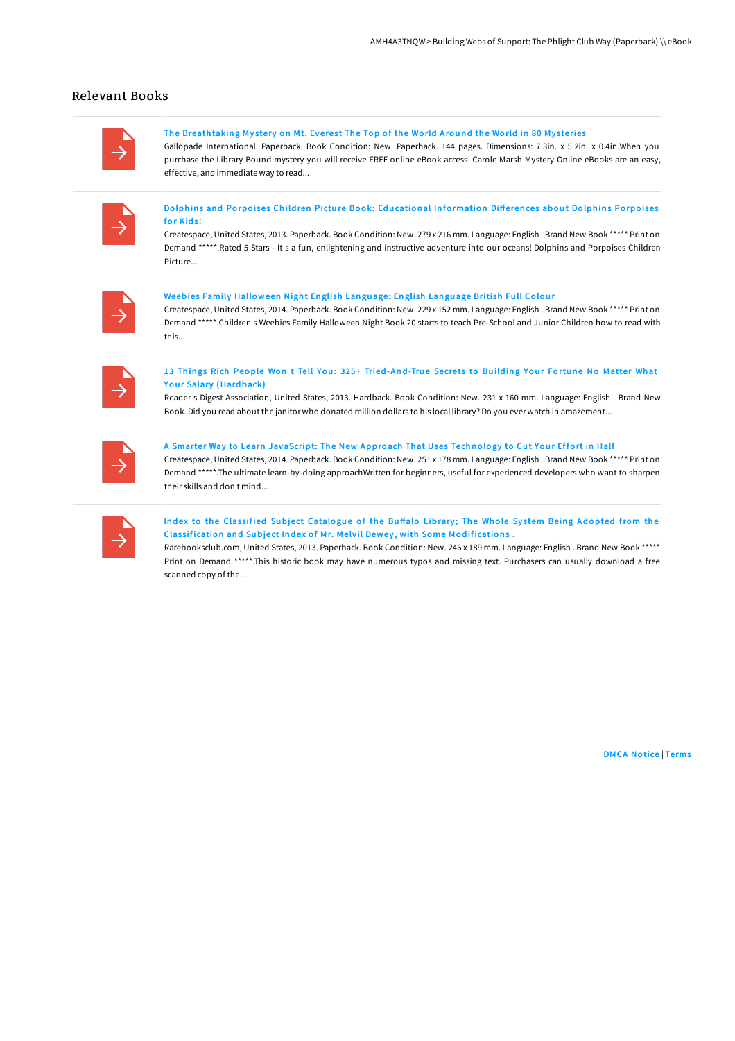## Relevant Books

**The Breathtaking Mystery on Mt. Everest The Top of the World Around the World in 80 Mysteries**

Gallopade International. Paperback. Book Condition: New. Paperback. 144 pages. Dimensions: 7.3in. x 5.2in. x 0.4in.When you purchase the Library Bound mystery you will receive FREE online eBook access! Carole Marsh Mystery Online eBooks are an easy, effective, and immediate way to read...

**Dolphins and Porpoises Children Picture Book: Educational Information Differences about Dolphins Porpoises for Kids!**

Createspace, United States, 2013. Paperback. Book Condition: New. 279 x 216 mm. Language: English . Brand New Book ***** Print on Demand *****.Rated 5 Stars - It s a fun, enlightening and instructive adventure into our oceans! Dolphins and Porpoises Children Picture...

**Weebies Family Halloween Night English Language: English Language British Full Colour**

Createspace, United States, 2014. Paperback. Book Condition: New. 229 x 152 mm. Language: English . Brand New Book ***** Print on Demand *****.Children s Weebies Family Halloween Night Book 20 starts to teach Pre-School and Junior Children how to read with this...

**13 Things Rich People Won t Tell You: 325+ Tried-And-True Secrets to Building Your Fortune No Matter What Your Salary (Hardback)**

Reader s Digest Association, United States, 2013. Hardback. Book Condition: New. 231 x 160 mm. Language: English . Brand New Book. Did you read about the janitor who donated million dollars to his local library? Do you ever watch in amazement...

**A Smarter Way to Learn JavaScript: The New Approach That Uses Technology to Cut Your Effort in Half**

Createspace, United States, 2014. Paperback. Book Condition: New. 251 x 178 mm. Language: English . Brand New Book ***** Print on Demand *****.The ultimate learn-by-doing approachWritten for beginners, useful for experienced developers who want to sharpen their skills and don t mind...

**Index to the Classified Subject Catalogue of the Buffalo Library; The Whole System Being Adopted from the Classification and Subject Index of Mr. Melvil Dewey, with Some Modifications .**

Rarebooksclub.com, United States, 2013. Paperback. Book Condition: New. 246 x 189 mm. Language: English . Brand New Book ***** Print on Demand *****.This historic book may have numerous typos and missing text. Purchasers can usually download a free scanned copy of the...